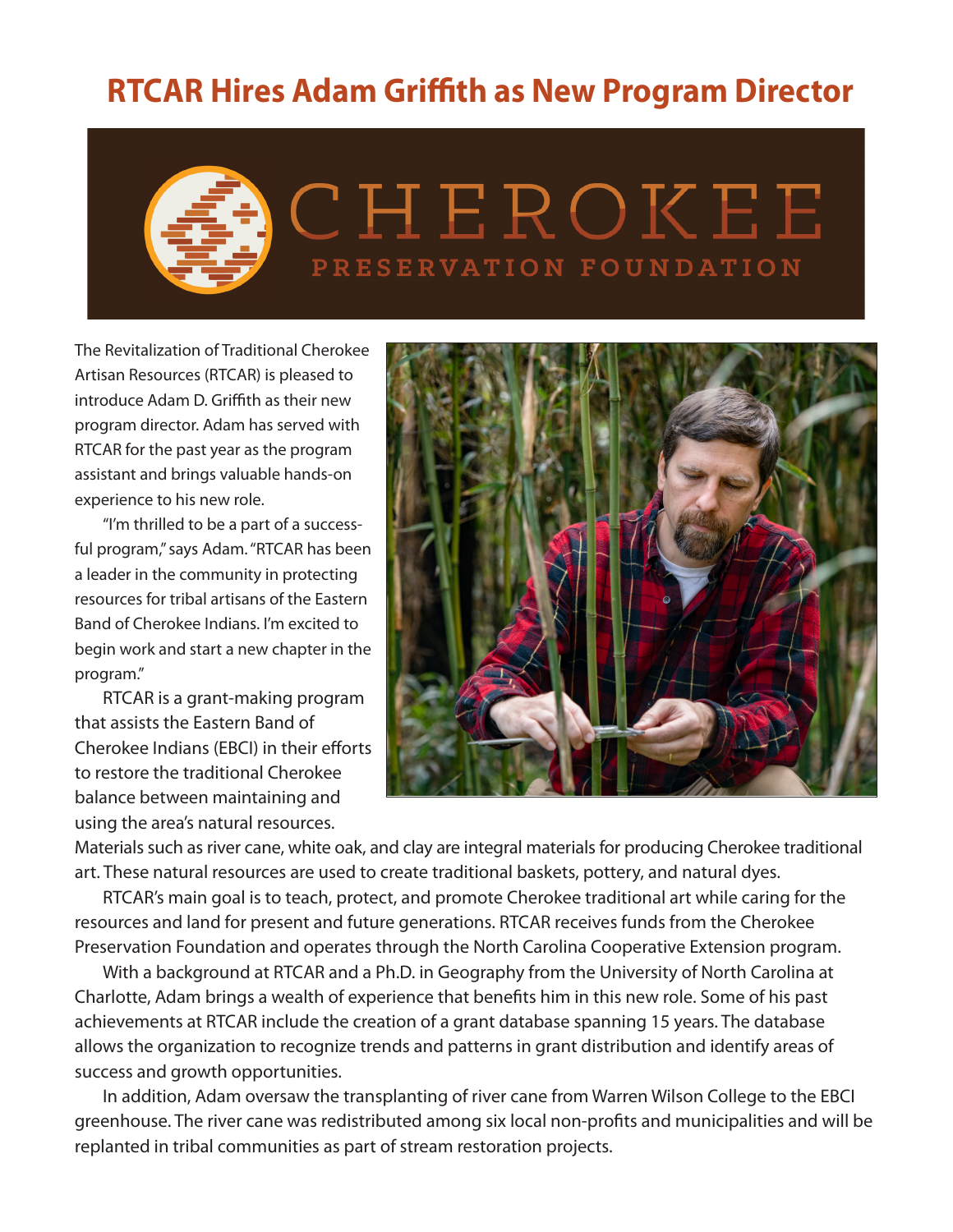# RTCAR Hires Adam Griffith as New Program Director

CHEROKEE
PRESERVATION FOUNDATION

The Revitalization of Traditional Cherokee Artisan Resources (RTCAR) is pleased to introduce Adam D. Griffith as their new program director. Adam has served with RTCAR for the past year as the program assistant and brings valuable hands-on experience to his new role.

"I'm thrilled to be a part of a successful program," says Adam. "RTCAR has been a leader in the community in protecting resources for tribal artisans of the Eastern Band of Cherokee Indians. I'm excited to begin work and start a new chapter in the program."

RTCAR is a grant-making program that assists the Eastern Band of Cherokee Indians (EBCI) in their efforts to restore the traditional Cherokee balance between maintaining and using the area's natural resources. Materials such as river cane, white oak, and clay are integral materials for producing Cherokee traditional art. These natural resources are used to create traditional baskets, pottery, and natural dyes.

RTCAR's main goal is to teach, protect, and promote Cherokee traditional art while caring for the resources and land for present and future generations. RTCAR receives funds from the Cherokee Preservation Foundation and operates through the North Carolina Cooperative Extension program.

With a background at RTCAR and a Ph.D. in Geography from the University of North Carolina at Charlotte, Adam brings a wealth of experience that benefits him in this new role. Some of his past achievements at RTCAR include the creation of a grant database spanning 15 years. The database allows the organization to recognize trends and patterns in grant distribution and identify areas of success and growth opportunities.

In addition, Adam oversaw the transplanting of river cane from Warren Wilson College to the EBCI greenhouse. The river cane was redistributed among six local non-profits and municipalities and will be replanted in tribal communities as part of stream restoration projects.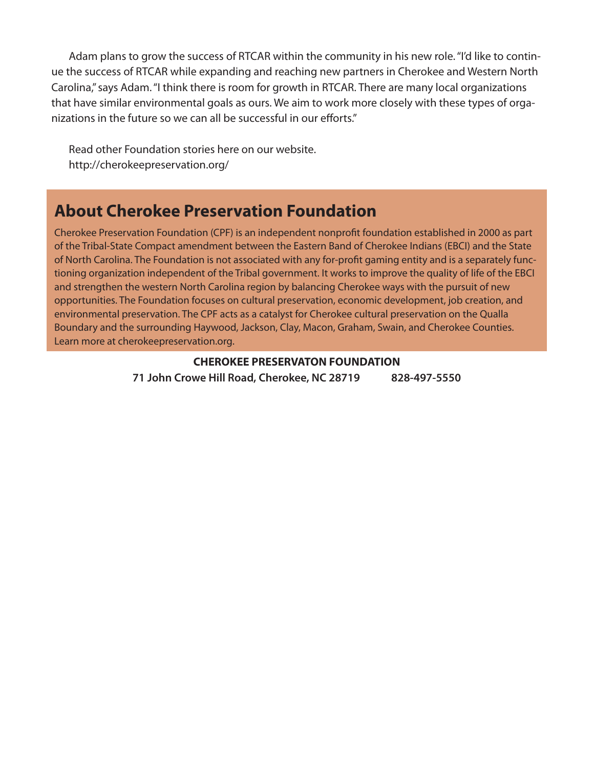Adam plans to grow the success of RTCAR within the community in his new role. "I'd like to continue the success of RTCAR while expanding and reaching new partners in Cherokee and Western North Carolina," says Adam. "I think there is room for growth in RTCAR. There are many local organizations that have similar environmental goals as ours. We aim to work more closely with these types of organizations in the future so we can all be successful in our efforts."

Read other Foundation stories here on our website.
http://cherokeepreservation.org/

## About Cherokee Preservation Foundation

Cherokee Preservation Foundation (CPF) is an independent nonprofit foundation established in 2000 as part of the Tribal-State Compact amendment between the Eastern Band of Cherokee Indians (EBCI) and the State of North Carolina. The Foundation is not associated with any for-profit gaming entity and is a separately functioning organization independent of the Tribal government. It works to improve the quality of life of the EBCI and strengthen the western North Carolina region by balancing Cherokee ways with the pursuit of new opportunities. The Foundation focuses on cultural preservation, economic development, job creation, and environmental preservation. The CPF acts as a catalyst for Cherokee cultural preservation on the Qualla Boundary and the surrounding Haywood, Jackson, Clay, Macon, Graham, Swain, and Cherokee Counties. Learn more at cherokeepreservation.org.

**CHEROKEE PRESERVATON FOUNDATION**
**71 John Crowe Hill Road, Cherokee, NC 28719 828-497-5550**